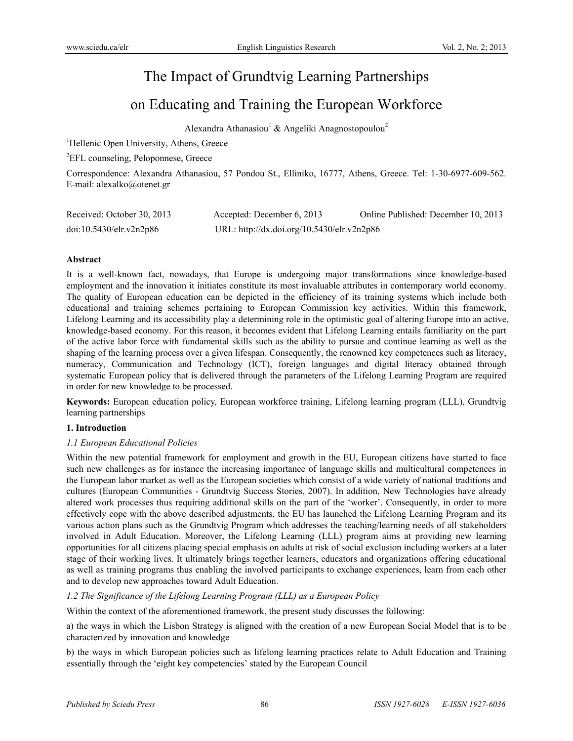# The Impact of Grundtvig Learning Partnerships on Educating and Training the European Workforce

Alexandra Athanasiou[1] & Angeliki Anagnostopoulou[2]

[1]Hellenic Open University, Athens, Greece

[2]EFL counseling, Peloponnese, Greece

Correspondence: Alexandra Athanasiou, 57 Pondou St., Elliniko, 16777, Athens, Greece. Tel: 1-30-6977-609-562. E-mail: alexalko@otenet.gr

Received: October 30, 2013 Accepted: December 6, 2013 Online Published: December 10, 2013

doi:10.5430/elr.v2n2p86 URL: http://dx.doi.org/10.5430/elr.v2n2p86

**Abstract**

It is a well-known fact, nowadays, that Europe is undergoing major transformations since knowledge-based employment and the innovation it initiates constitute its most invaluable attributes in contemporary world economy. The quality of European education can be depicted in the efficiency of its training systems which include both educational and training schemes pertaining to European Commission key activities. Within this framework, Lifelong Learning and its accessibility play a determining role in the optimistic goal of altering Europe into an active, knowledge-based economy. For this reason, it becomes evident that Lifelong Learning entails familiarity on the part of the active labor force with fundamental skills such as the ability to pursue and continue learning as well as the shaping of the learning process over a given lifespan. Consequently, the renowned key competences such as literacy, numeracy, Communication and Technology (ICT), foreign languages and digital literacy obtained through systematic European policy that is delivered through the parameters of the Lifelong Learning Program are required in order for new knowledge to be processed.

**Keywords:** European education policy, European workforce training, Lifelong learning program (LLL), Grundtvig learning partnerships

## 1. Introduction

### *1.1 European Educational Policies*

Within the new potential framework for employment and growth in the EU, European citizens have started to face such new challenges as for instance the increasing importance of language skills and multicultural competences in the European labor market as well as the European societies which consist of a wide variety of national traditions and cultures (European Communities - Grundtvig Success Stories, 2007). In addition, New Technologies have already altered work processes thus requiring additional skills on the part of the 'worker'. Consequently, in order to more effectively cope with the above described adjustments, the EU has launched the Lifelong Learning Program and its various action plans such as the Grundtvig Program which addresses the teaching/learning needs of all stakeholders involved in Adult Education. Moreover, the Lifelong Learning (LLL) program aims at providing new learning opportunities for all citizens placing special emphasis on adults at risk of social exclusion including workers at a later stage of their working lives. It ultimately brings together learners, educators and organizations offering educational as well as training programs thus enabling the involved participants to exchange experiences, learn from each other and to develop new approaches toward Adult Education.

### *1.2 The Significance of the Lifelong Learning Program (LLL) as a European Policy*

Within the context of the aforementioned framework, the present study discusses the following:

a) the ways in which the Lisbon Strategy is aligned with the creation of a new European Social Model that is to be characterized by innovation and knowledge

b) the ways in which European policies such as lifelong learning practices relate to Adult Education and Training essentially through the 'eight key competencies' stated by the European Council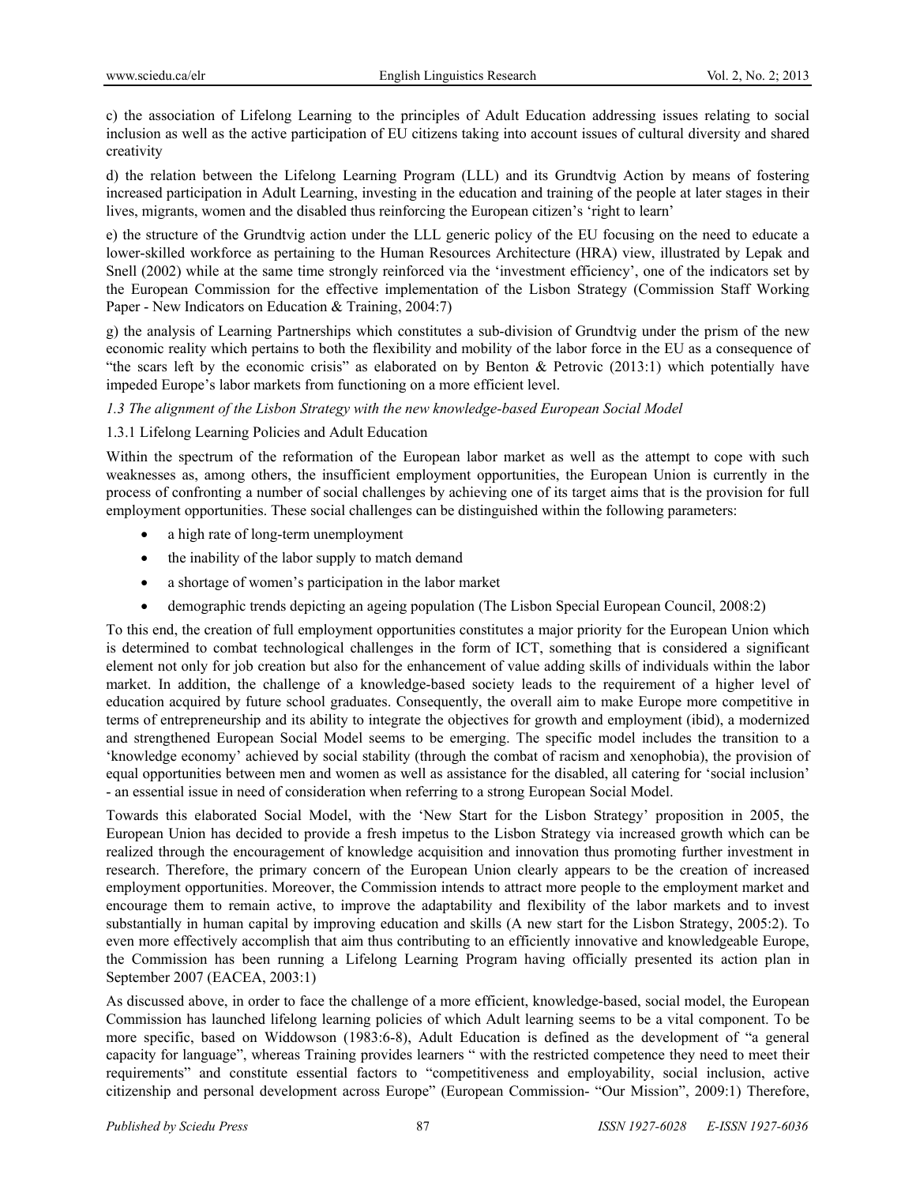c) the association of Lifelong Learning to the principles of Adult Education addressing issues relating to social inclusion as well as the active participation of EU citizens taking into account issues of cultural diversity and shared creativity

d) the relation between the Lifelong Learning Program (LLL) and its Grundtvig Action by means of fostering increased participation in Adult Learning, investing in the education and training of the people at later stages in their lives, migrants, women and the disabled thus reinforcing the European citizen's 'right to learn'

e) the structure of the Grundtvig action under the LLL generic policy of the EU focusing on the need to educate a lower-skilled workforce as pertaining to the Human Resources Architecture (HRA) view, illustrated by Lepak and Snell (2002) while at the same time strongly reinforced via the 'investment efficiency', one of the indicators set by the European Commission for the effective implementation of the Lisbon Strategy (Commission Staff Working Paper - New Indicators on Education & Training, 2004:7)

g) the analysis of Learning Partnerships which constitutes a sub-division of Grundtvig under the prism of the new economic reality which pertains to both the flexibility and mobility of the labor force in the EU as a consequence of "the scars left by the economic crisis" as elaborated on by Benton & Petrovic (2013:1) which potentially have impeded Europe's labor markets from functioning on a more efficient level.

### *1.3 The alignment of the Lisbon Strategy with the new knowledge-based European Social Model*

#### 1.3.1 Lifelong Learning Policies and Adult Education

Within the spectrum of the reformation of the European labor market as well as the attempt to cope with such weaknesses as, among others, the insufficient employment opportunities, the European Union is currently in the process of confronting a number of social challenges by achieving one of its target aims that is the provision for full employment opportunities. These social challenges can be distinguished within the following parameters:

- a high rate of long-term unemployment
- the inability of the labor supply to match demand
- a shortage of women's participation in the labor market
- demographic trends depicting an ageing population (The Lisbon Special European Council, 2008:2)

To this end, the creation of full employment opportunities constitutes a major priority for the European Union which is determined to combat technological challenges in the form of ICT, something that is considered a significant element not only for job creation but also for the enhancement of value adding skills of individuals within the labor market. In addition, the challenge of a knowledge-based society leads to the requirement of a higher level of education acquired by future school graduates. Consequently, the overall aim to make Europe more competitive in terms of entrepreneurship and its ability to integrate the objectives for growth and employment (ibid), a modernized and strengthened European Social Model seems to be emerging. The specific model includes the transition to a 'knowledge economy' achieved by social stability (through the combat of racism and xenophobia), the provision of equal opportunities between men and women as well as assistance for the disabled, all catering for 'social inclusion' - an essential issue in need of consideration when referring to a strong European Social Model.

Towards this elaborated Social Model, with the 'New Start for the Lisbon Strategy' proposition in 2005, the European Union has decided to provide a fresh impetus to the Lisbon Strategy via increased growth which can be realized through the encouragement of knowledge acquisition and innovation thus promoting further investment in research. Therefore, the primary concern of the European Union clearly appears to be the creation of increased employment opportunities. Moreover, the Commission intends to attract more people to the employment market and encourage them to remain active, to improve the adaptability and flexibility of the labor markets and to invest substantially in human capital by improving education and skills (A new start for the Lisbon Strategy, 2005:2). To even more effectively accomplish that aim thus contributing to an efficiently innovative and knowledgeable Europe, the Commission has been running a Lifelong Learning Program having officially presented its action plan in September 2007 (EACEA, 2003:1)

As discussed above, in order to face the challenge of a more efficient, knowledge-based, social model, the European Commission has launched lifelong learning policies of which Adult learning seems to be a vital component. To be more specific, based on Widdowson (1983:6-8), Adult Education is defined as the development of "a general capacity for language", whereas Training provides learners " with the restricted competence they need to meet their requirements" and constitute essential factors to "competitiveness and employability, social inclusion, active citizenship and personal development across Europe" (European Commission- "Our Mission", 2009:1) Therefore,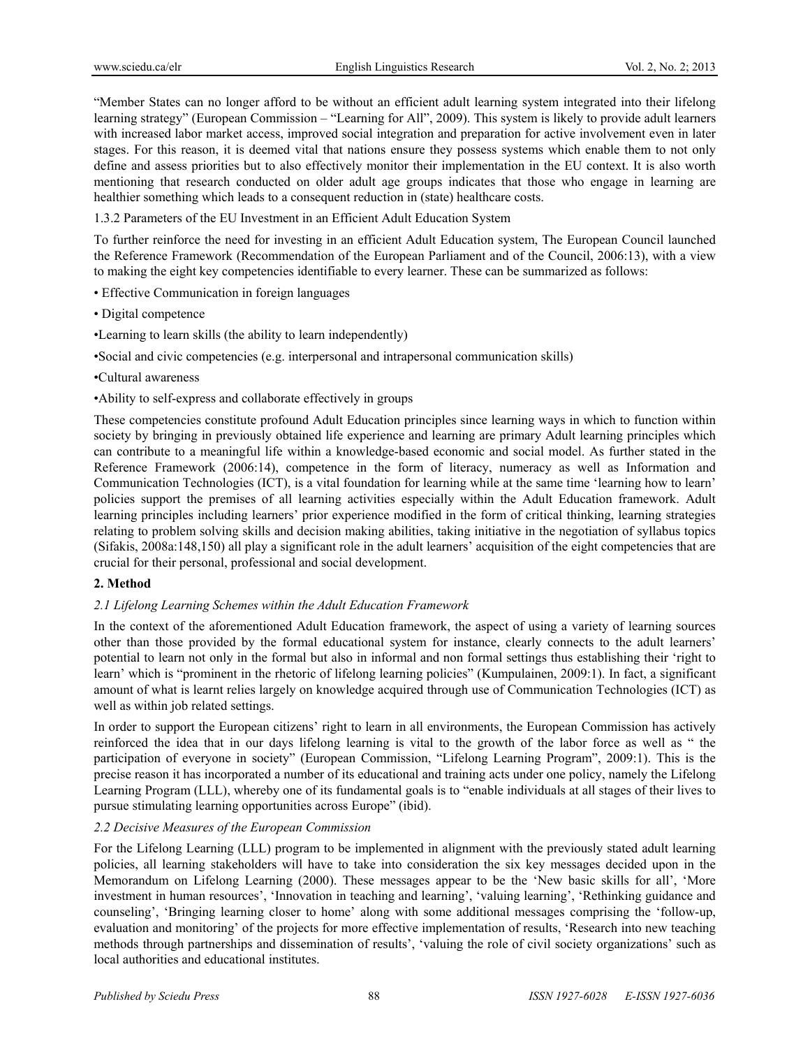"Member States can no longer afford to be without an efficient adult learning system integrated into their lifelong learning strategy" (European Commission – "Learning for All", 2009). This system is likely to provide adult learners with increased labor market access, improved social integration and preparation for active involvement even in later stages. For this reason, it is deemed vital that nations ensure they possess systems which enable them to not only define and assess priorities but to also effectively monitor their implementation in the EU context. It is also worth mentioning that research conducted on older adult age groups indicates that those who engage in learning are healthier something which leads to a consequent reduction in (state) healthcare costs.

1.3.2 Parameters of the EU Investment in an Efficient Adult Education System

To further reinforce the need for investing in an efficient Adult Education system, The European Council launched the Reference Framework (Recommendation of the European Parliament and of the Council, 2006:13), with a view to making the eight key competencies identifiable to every learner. These can be summarized as follows:

- Effective Communication in foreign languages
- Digital competence
- Learning to learn skills (the ability to learn independently)
- Social and civic competencies (e.g. interpersonal and intrapersonal communication skills)
- Cultural awareness
- Ability to self-express and collaborate effectively in groups

These competencies constitute profound Adult Education principles since learning ways in which to function within society by bringing in previously obtained life experience and learning are primary Adult learning principles which can contribute to a meaningful life within a knowledge-based economic and social model. As further stated in the Reference Framework (2006:14), competence in the form of literacy, numeracy as well as Information and Communication Technologies (ICT), is a vital foundation for learning while at the same time 'learning how to learn' policies support the premises of all learning activities especially within the Adult Education framework. Adult learning principles including learners' prior experience modified in the form of critical thinking, learning strategies relating to problem solving skills and decision making abilities, taking initiative in the negotiation of syllabus topics (Sifakis, 2008a:148,150) all play a significant role in the adult learners' acquisition of the eight competencies that are crucial for their personal, professional and social development.

## 2. Method

### *2.1 Lifelong Learning Schemes within the Adult Education Framework*

In the context of the aforementioned Adult Education framework, the aspect of using a variety of learning sources other than those provided by the formal educational system for instance, clearly connects to the adult learners' potential to learn not only in the formal but also in informal and non formal settings thus establishing their 'right to learn' which is "prominent in the rhetoric of lifelong learning policies" (Kumpulainen, 2009:1). In fact, a significant amount of what is learnt relies largely on knowledge acquired through use of Communication Technologies (ICT) as well as within job related settings.

In order to support the European citizens' right to learn in all environments, the European Commission has actively reinforced the idea that in our days lifelong learning is vital to the growth of the labor force as well as " the participation of everyone in society" (European Commission, "Lifelong Learning Program", 2009:1). This is the precise reason it has incorporated a number of its educational and training acts under one policy, namely the Lifelong Learning Program (LLL), whereby one of its fundamental goals is to "enable individuals at all stages of their lives to pursue stimulating learning opportunities across Europe" (ibid).

### *2.2 Decisive Measures of the European Commission*

For the Lifelong Learning (LLL) program to be implemented in alignment with the previously stated adult learning policies, all learning stakeholders will have to take into consideration the six key messages decided upon in the Memorandum on Lifelong Learning (2000). These messages appear to be the 'New basic skills for all', 'More investment in human resources', 'Innovation in teaching and learning', 'valuing learning', 'Rethinking guidance and counseling', 'Bringing learning closer to home' along with some additional messages comprising the 'follow-up, evaluation and monitoring' of the projects for more effective implementation of results, 'Research into new teaching methods through partnerships and dissemination of results', 'valuing the role of civil society organizations' such as local authorities and educational institutes.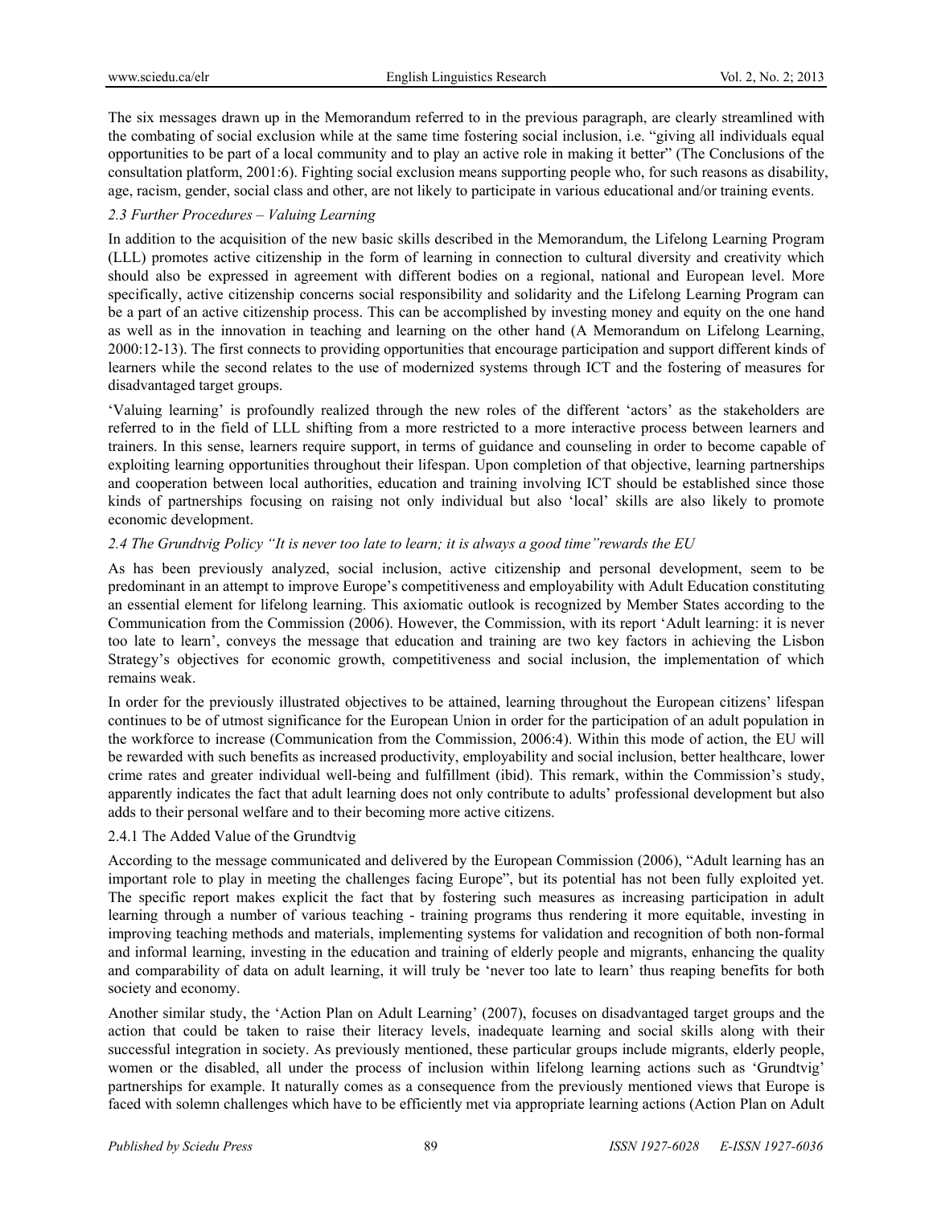The six messages drawn up in the Memorandum referred to in the previous paragraph, are clearly streamlined with the combating of social exclusion while at the same time fostering social inclusion, i.e. "giving all individuals equal opportunities to be part of a local community and to play an active role in making it better" (The Conclusions of the consultation platform, 2001:6). Fighting social exclusion means supporting people who, for such reasons as disability, age, racism, gender, social class and other, are not likely to participate in various educational and/or training events.

### *2.3 Further Procedures – Valuing Learning*

In addition to the acquisition of the new basic skills described in the Memorandum, the Lifelong Learning Program (LLL) promotes active citizenship in the form of learning in connection to cultural diversity and creativity which should also be expressed in agreement with different bodies on a regional, national and European level. More specifically, active citizenship concerns social responsibility and solidarity and the Lifelong Learning Program can be a part of an active citizenship process. This can be accomplished by investing money and equity on the one hand as well as in the innovation in teaching and learning on the other hand (A Memorandum on Lifelong Learning, 2000:12-13). The first connects to providing opportunities that encourage participation and support different kinds of learners while the second relates to the use of modernized systems through ICT and the fostering of measures for disadvantaged target groups.

'Valuing learning' is profoundly realized through the new roles of the different 'actors' as the stakeholders are referred to in the field of LLL shifting from a more restricted to a more interactive process between learners and trainers. In this sense, learners require support, in terms of guidance and counseling in order to become capable of exploiting learning opportunities throughout their lifespan. Upon completion of that objective, learning partnerships and cooperation between local authorities, education and training involving ICT should be established since those kinds of partnerships focusing on raising not only individual but also 'local' skills are also likely to promote economic development.

### *2.4 The Grundtvig Policy "It is never too late to learn; it is always a good time"rewards the EU*

As has been previously analyzed, social inclusion, active citizenship and personal development, seem to be predominant in an attempt to improve Europe's competitiveness and employability with Adult Education constituting an essential element for lifelong learning. This axiomatic outlook is recognized by Member States according to the Communication from the Commission (2006). However, the Commission, with its report 'Adult learning: it is never too late to learn', conveys the message that education and training are two key factors in achieving the Lisbon Strategy's objectives for economic growth, competitiveness and social inclusion, the implementation of which remains weak.

In order for the previously illustrated objectives to be attained, learning throughout the European citizens' lifespan continues to be of utmost significance for the European Union in order for the participation of an adult population in the workforce to increase (Communication from the Commission, 2006:4). Within this mode of action, the EU will be rewarded with such benefits as increased productivity, employability and social inclusion, better healthcare, lower crime rates and greater individual well-being and fulfillment (ibid). This remark, within the Commission's study, apparently indicates the fact that adult learning does not only contribute to adults' professional development but also adds to their personal welfare and to their becoming more active citizens.

#### 2.4.1 The Added Value of the Grundtvig

According to the message communicated and delivered by the European Commission (2006), "Adult learning has an important role to play in meeting the challenges facing Europe", but its potential has not been fully exploited yet. The specific report makes explicit the fact that by fostering such measures as increasing participation in adult learning through a number of various teaching - training programs thus rendering it more equitable, investing in improving teaching methods and materials, implementing systems for validation and recognition of both non-formal and informal learning, investing in the education and training of elderly people and migrants, enhancing the quality and comparability of data on adult learning, it will truly be 'never too late to learn' thus reaping benefits for both society and economy.

Another similar study, the 'Action Plan on Adult Learning' (2007), focuses on disadvantaged target groups and the action that could be taken to raise their literacy levels, inadequate learning and social skills along with their successful integration in society. As previously mentioned, these particular groups include migrants, elderly people, women or the disabled, all under the process of inclusion within lifelong learning actions such as 'Grundtvig' partnerships for example. It naturally comes as a consequence from the previously mentioned views that Europe is faced with solemn challenges which have to be efficiently met via appropriate learning actions (Action Plan on Adult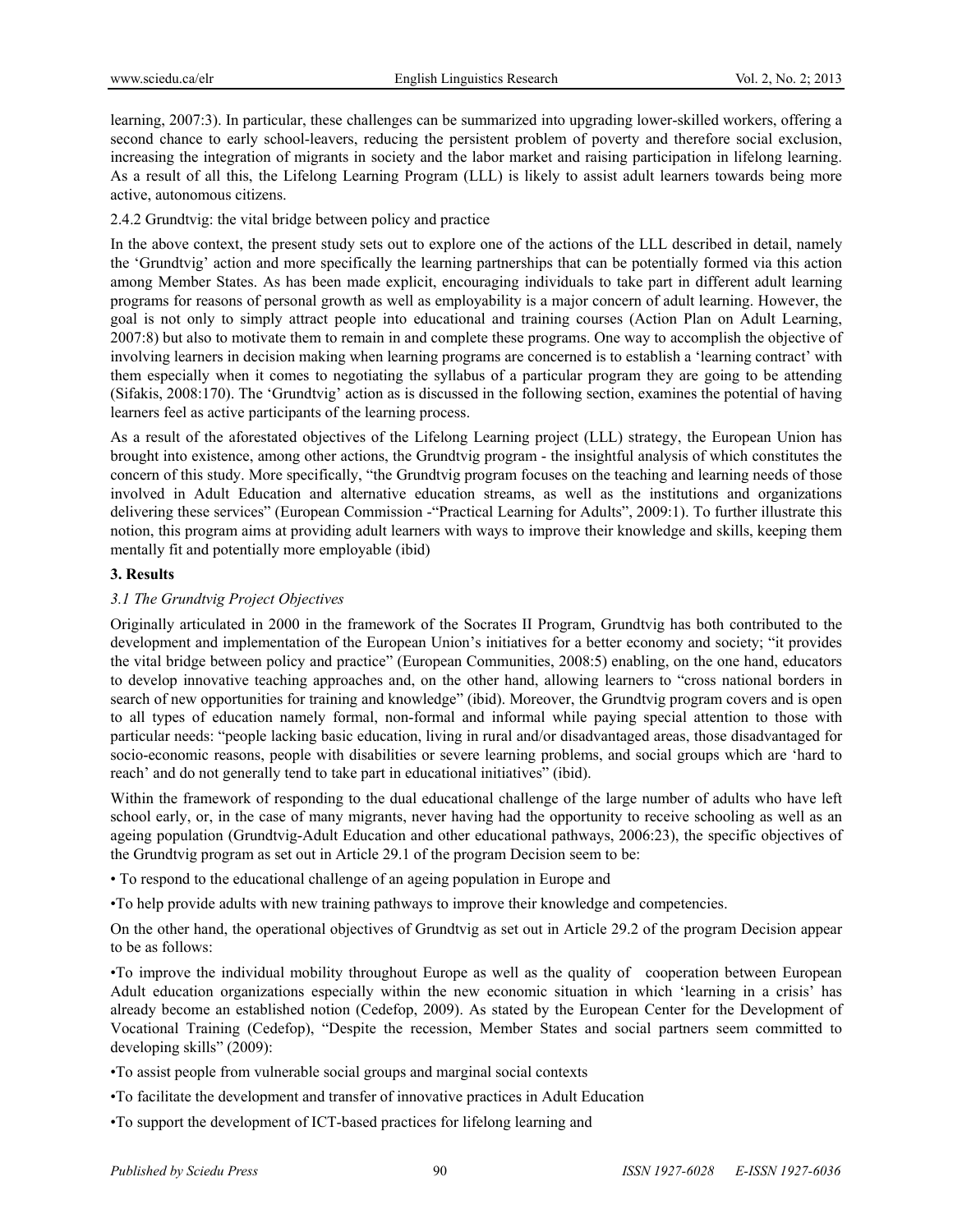learning, 2007:3). In particular, these challenges can be summarized into upgrading lower-skilled workers, offering a second chance to early school-leavers, reducing the persistent problem of poverty and therefore social exclusion, increasing the integration of migrants in society and the labor market and raising participation in lifelong learning. As a result of all this, the Lifelong Learning Program (LLL) is likely to assist adult learners towards being more active, autonomous citizens.

#### 2.4.2 Grundtvig: the vital bridge between policy and practice

In the above context, the present study sets out to explore one of the actions of the LLL described in detail, namely the 'Grundtvig' action and more specifically the learning partnerships that can be potentially formed via this action among Member States. As has been made explicit, encouraging individuals to take part in different adult learning programs for reasons of personal growth as well as employability is a major concern of adult learning. However, the goal is not only to simply attract people into educational and training courses (Action Plan on Adult Learning, 2007:8) but also to motivate them to remain in and complete these programs. One way to accomplish the objective of involving learners in decision making when learning programs are concerned is to establish a 'learning contract' with them especially when it comes to negotiating the syllabus of a particular program they are going to be attending (Sifakis, 2008:170). The 'Grundtvig' action as is discussed in the following section, examines the potential of having learners feel as active participants of the learning process.

As a result of the aforestated objectives of the Lifelong Learning project (LLL) strategy, the European Union has brought into existence, among other actions, the Grundtvig program - the insightful analysis of which constitutes the concern of this study. More specifically, "the Grundtvig program focuses on the teaching and learning needs of those involved in Adult Education and alternative education streams, as well as the institutions and organizations delivering these services" (European Commission -"Practical Learning for Adults", 2009:1). To further illustrate this notion, this program aims at providing adult learners with ways to improve their knowledge and skills, keeping them mentally fit and potentially more employable (ibid)

## 3. Results

### *3.1 The Grundtvig Project Objectives*

Originally articulated in 2000 in the framework of the Socrates II Program, Grundtvig has both contributed to the development and implementation of the European Union's initiatives for a better economy and society; "it provides the vital bridge between policy and practice" (European Communities, 2008:5) enabling, on the one hand, educators to develop innovative teaching approaches and, on the other hand, allowing learners to "cross national borders in search of new opportunities for training and knowledge" (ibid). Moreover, the Grundtvig program covers and is open to all types of education namely formal, non-formal and informal while paying special attention to those with particular needs: "people lacking basic education, living in rural and/or disadvantaged areas, those disadvantaged for socio-economic reasons, people with disabilities or severe learning problems, and social groups which are 'hard to reach' and do not generally tend to take part in educational initiatives" (ibid).

Within the framework of responding to the dual educational challenge of the large number of adults who have left school early, or, in the case of many migrants, never having had the opportunity to receive schooling as well as an ageing population (Grundtvig-Adult Education and other educational pathways, 2006:23), the specific objectives of the Grundtvig program as set out in Article 29.1 of the program Decision seem to be:

- To respond to the educational challenge of an ageing population in Europe and
- To help provide adults with new training pathways to improve their knowledge and competencies.

On the other hand, the operational objectives of Grundtvig as set out in Article 29.2 of the program Decision appear to be as follows:

- To improve the individual mobility throughout Europe as well as the quality of cooperation between European Adult education organizations especially within the new economic situation in which 'learning in a crisis' has already become an established notion (Cedefop, 2009). As stated by the European Center for the Development of Vocational Training (Cedefop), "Despite the recession, Member States and social partners seem committed to developing skills" (2009):
- To assist people from vulnerable social groups and marginal social contexts
- To facilitate the development and transfer of innovative practices in Adult Education
- To support the development of ICT-based practices for lifelong learning and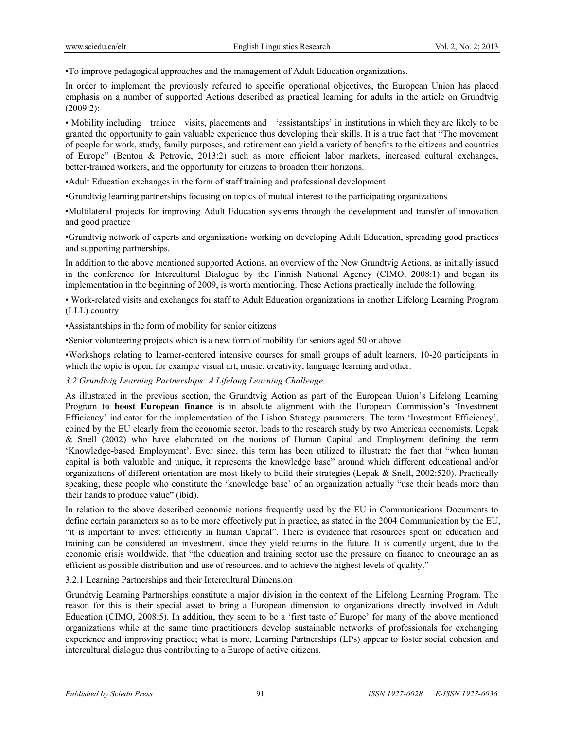•To improve pedagogical approaches and the management of Adult Education organizations.

In order to implement the previously referred to specific operational objectives, the European Union has placed emphasis on a number of supported Actions described as practical learning for adults in the article on Grundtvig (2009:2):

• Mobility including trainee visits, placements and 'assistantships' in institutions in which they are likely to be granted the opportunity to gain valuable experience thus developing their skills. It is a true fact that "The movement of people for work, study, family purposes, and retirement can yield a variety of benefits to the citizens and countries of Europe" (Benton & Petrovic, 2013:2) such as more efficient labor markets, increased cultural exchanges, better-trained workers, and the opportunity for citizens to broaden their horizons.

•Adult Education exchanges in the form of staff training and professional development

•Grundtvig learning partnerships focusing on topics of mutual interest to the participating organizations

•Multilateral projects for improving Adult Education systems through the development and transfer of innovation and good practice

•Grundtvig network of experts and organizations working on developing Adult Education, spreading good practices and supporting partnerships.

In addition to the above mentioned supported Actions, an overview of the New Grundtvig Actions, as initially issued in the conference for Intercultural Dialogue by the Finnish National Agency (CIMO, 2008:1) and began its implementation in the beginning of 2009, is worth mentioning. These Actions practically include the following:

• Work-related visits and exchanges for staff to Adult Education organizations in another Lifelong Learning Program (LLL) country

•Assistantships in the form of mobility for senior citizens

•Senior volunteering projects which is a new form of mobility for seniors aged 50 or above

•Workshops relating to learner-centered intensive courses for small groups of adult learners, 10-20 participants in which the topic is open, for example visual art, music, creativity, language learning and other.

### *3.2 Grundtvig Learning Partnerships: A Lifelong Learning Challenge.*

As illustrated in the previous section, the Grundtvig Action as part of the European Union's Lifelong Learning Program **to boost European finance** is in absolute alignment with the European Commission's 'Investment Efficiency' indicator for the implementation of the Lisbon Strategy parameters. The term 'Investment Efficiency', coined by the EU clearly from the economic sector, leads to the research study by two American economists, Lepak & Snell (2002) who have elaborated on the notions of Human Capital and Employment defining the term 'Knowledge-based Employment'. Ever since, this term has been utilized to illustrate the fact that "when human capital is both valuable and unique, it represents the knowledge base" around which different educational and/or organizations of different orientation are most likely to build their strategies (Lepak & Snell, 2002:520). Practically speaking, these people who constitute the 'knowledge base' of an organization actually "use their heads more than their hands to produce value" (ibid).

In relation to the above described economic notions frequently used by the EU in Communications Documents to define certain parameters so as to be more effectively put in practice, as stated in the 2004 Communication by the EU, "it is important to invest efficiently in human Capital". There is evidence that resources spent on education and training can be considered an investment, since they yield returns in the future. It is currently urgent, due to the economic crisis worldwide, that "the education and training sector use the pressure on finance to encourage an as efficient as possible distribution and use of resources, and to achieve the highest levels of quality."

#### 3.2.1 Learning Partnerships and their Intercultural Dimension

Grundtvig Learning Partnerships constitute a major division in the context of the Lifelong Learning Program. The reason for this is their special asset to bring a European dimension to organizations directly involved in Adult Education (CIMO, 2008:5). In addition, they seem to be a 'first taste of Europe' for many of the above mentioned organizations while at the same time practitioners develop sustainable networks of professionals for exchanging experience and improving practice; what is more, Learning Partnerships (LPs) appear to foster social cohesion and intercultural dialogue thus contributing to a Europe of active citizens.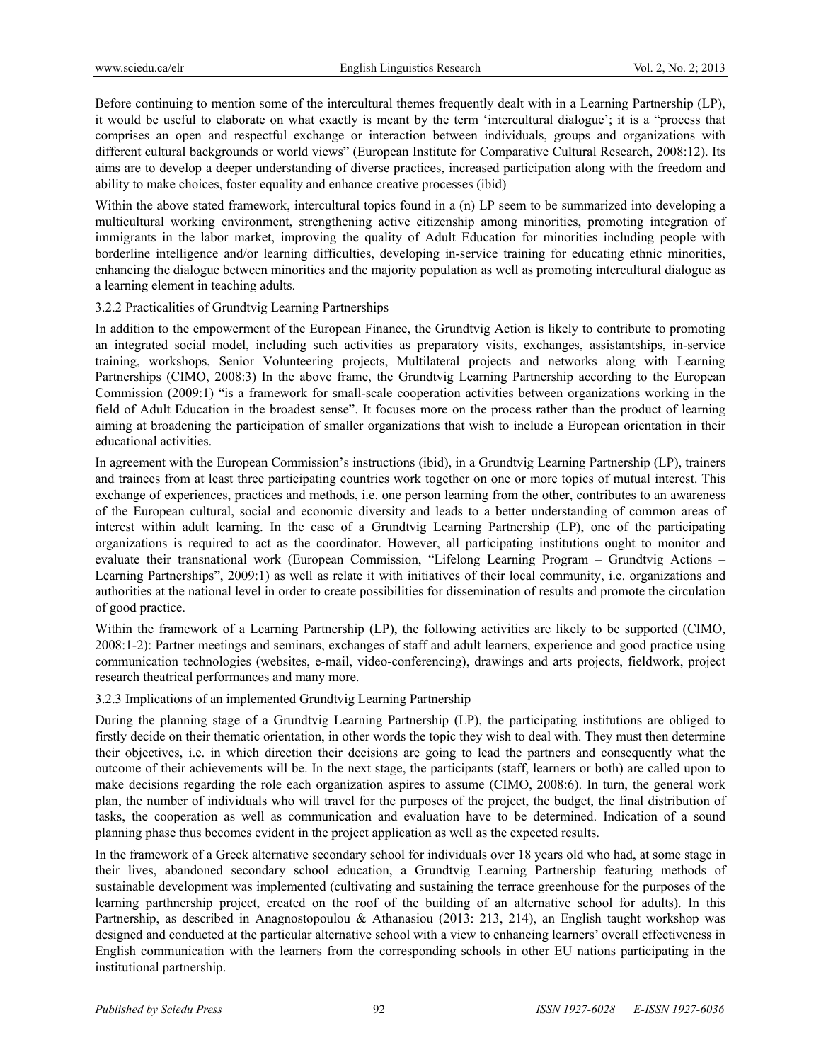Before continuing to mention some of the intercultural themes frequently dealt with in a Learning Partnership (LP), it would be useful to elaborate on what exactly is meant by the term 'intercultural dialogue'; it is a "process that comprises an open and respectful exchange or interaction between individuals, groups and organizations with different cultural backgrounds or world views" (European Institute for Comparative Cultural Research, 2008:12). Its aims are to develop a deeper understanding of diverse practices, increased participation along with the freedom and ability to make choices, foster equality and enhance creative processes (ibid)

Within the above stated framework, intercultural topics found in a (n) LP seem to be summarized into developing a multicultural working environment, strengthening active citizenship among minorities, promoting integration of immigrants in the labor market, improving the quality of Adult Education for minorities including people with borderline intelligence and/or learning difficulties, developing in-service training for educating ethnic minorities, enhancing the dialogue between minorities and the majority population as well as promoting intercultural dialogue as a learning element in teaching adults.

### 3.2.2 Practicalities of Grundtvig Learning Partnerships

In addition to the empowerment of the European Finance, the Grundtvig Action is likely to contribute to promoting an integrated social model, including such activities as preparatory visits, exchanges, assistantships, in-service training, workshops, Senior Volunteering projects, Multilateral projects and networks along with Learning Partnerships (CIMO, 2008:3) In the above frame, the Grundtvig Learning Partnership according to the European Commission (2009:1) "is a framework for small-scale cooperation activities between organizations working in the field of Adult Education in the broadest sense". It focuses more on the process rather than the product of learning aiming at broadening the participation of smaller organizations that wish to include a European orientation in their educational activities.

In agreement with the European Commission's instructions (ibid), in a Grundtvig Learning Partnership (LP), trainers and trainees from at least three participating countries work together on one or more topics of mutual interest. This exchange of experiences, practices and methods, i.e. one person learning from the other, contributes to an awareness of the European cultural, social and economic diversity and leads to a better understanding of common areas of interest within adult learning. In the case of a Grundtvig Learning Partnership (LP), one of the participating organizations is required to act as the coordinator. However, all participating institutions ought to monitor and evaluate their transnational work (European Commission, "Lifelong Learning Program – Grundtvig Actions – Learning Partnerships", 2009:1) as well as relate it with initiatives of their local community, i.e. organizations and authorities at the national level in order to create possibilities for dissemination of results and promote the circulation of good practice.

Within the framework of a Learning Partnership (LP), the following activities are likely to be supported (CIMO, 2008:1-2): Partner meetings and seminars, exchanges of staff and adult learners, experience and good practice using communication technologies (websites, e-mail, video-conferencing), drawings and arts projects, fieldwork, project research theatrical performances and many more.

### 3.2.3 Implications of an implemented Grundtvig Learning Partnership

During the planning stage of a Grundtvig Learning Partnership (LP), the participating institutions are obliged to firstly decide on their thematic orientation, in other words the topic they wish to deal with. They must then determine their objectives, i.e. in which direction their decisions are going to lead the partners and consequently what the outcome of their achievements will be. In the next stage, the participants (staff, learners or both) are called upon to make decisions regarding the role each organization aspires to assume (CIMO, 2008:6). In turn, the general work plan, the number of individuals who will travel for the purposes of the project, the budget, the final distribution of tasks, the cooperation as well as communication and evaluation have to be determined. Indication of a sound planning phase thus becomes evident in the project application as well as the expected results.

In the framework of a Greek alternative secondary school for individuals over 18 years old who had, at some stage in their lives, abandoned secondary school education, a Grundtvig Learning Partnership featuring methods of sustainable development was implemented (cultivating and sustaining the terrace greenhouse for the purposes of the learning parthnership project, created on the roof of the building of an alternative school for adults). In this Partnership, as described in Anagnostopoulou & Athanasiou (2013: 213, 214), an English taught workshop was designed and conducted at the particular alternative school with a view to enhancing learners' overall effectiveness in English communication with the learners from the corresponding schools in other EU nations participating in the institutional partnership.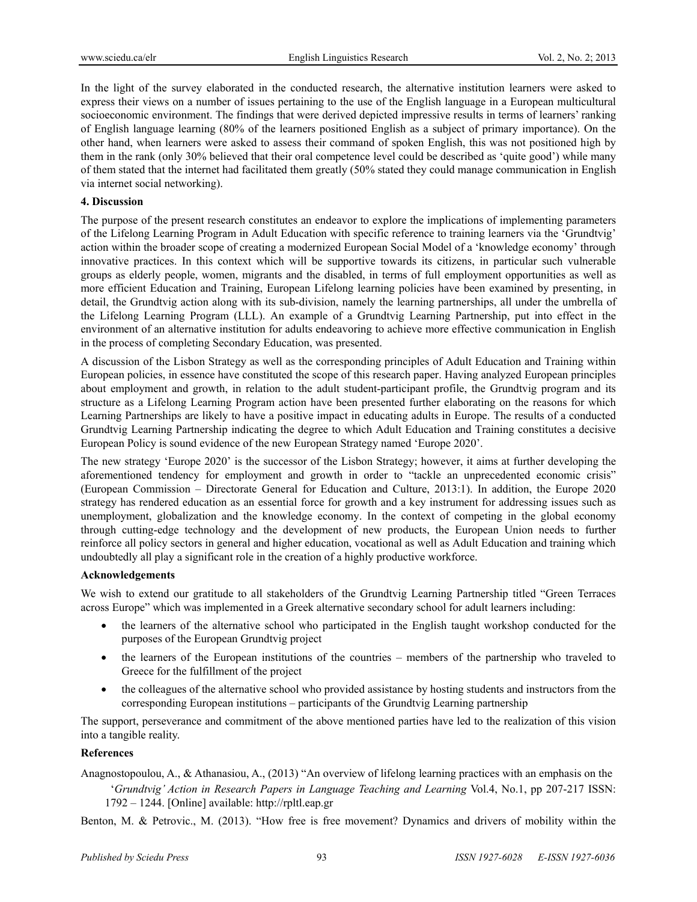In the light of the survey elaborated in the conducted research, the alternative institution learners were asked to express their views on a number of issues pertaining to the use of the English language in a European multicultural socioeconomic environment. The findings that were derived depicted impressive results in terms of learners' ranking of English language learning (80% of the learners positioned English as a subject of primary importance). On the other hand, when learners were asked to assess their command of spoken English, this was not positioned high by them in the rank (only 30% believed that their oral competence level could be described as 'quite good') while many of them stated that the internet had facilitated them greatly (50% stated they could manage communication in English via internet social networking).

## 4. Discussion

The purpose of the present research constitutes an endeavor to explore the implications of implementing parameters of the Lifelong Learning Program in Adult Education with specific reference to training learners via the 'Grundtvig' action within the broader scope of creating a modernized European Social Model of a 'knowledge economy' through innovative practices. In this context which will be supportive towards its citizens, in particular such vulnerable groups as elderly people, women, migrants and the disabled, in terms of full employment opportunities as well as more efficient Education and Training, European Lifelong learning policies have been examined by presenting, in detail, the Grundtvig action along with its sub-division, namely the learning partnerships, all under the umbrella of the Lifelong Learning Program (LLL). An example of a Grundtvig Learning Partnership, put into effect in the environment of an alternative institution for adults endeavoring to achieve more effective communication in English in the process of completing Secondary Education, was presented.

A discussion of the Lisbon Strategy as well as the corresponding principles of Adult Education and Training within European policies, in essence have constituted the scope of this research paper. Having analyzed European principles about employment and growth, in relation to the adult student-participant profile, the Grundtvig program and its structure as a Lifelong Learning Program action have been presented further elaborating on the reasons for which Learning Partnerships are likely to have a positive impact in educating adults in Europe. The results of a conducted Grundtvig Learning Partnership indicating the degree to which Adult Education and Training constitutes a decisive European Policy is sound evidence of the new European Strategy named 'Europe 2020'.

The new strategy 'Europe 2020' is the successor of the Lisbon Strategy; however, it aims at further developing the aforementioned tendency for employment and growth in order to "tackle an unprecedented economic crisis" (European Commission – Directorate General for Education and Culture, 2013:1). In addition, the Europe 2020 strategy has rendered education as an essential force for growth and a key instrument for addressing issues such as unemployment, globalization and the knowledge economy. In the context of competing in the global economy through cutting-edge technology and the development of new products, the European Union needs to further reinforce all policy sectors in general and higher education, vocational as well as Adult Education and training which undoubtedly all play a significant role in the creation of a highly productive workforce.

## Acknowledgements

We wish to extend our gratitude to all stakeholders of the Grundtvig Learning Partnership titled "Green Terraces across Europe" which was implemented in a Greek alternative secondary school for adult learners including:

- the learners of the alternative school who participated in the English taught workshop conducted for the purposes of the European Grundtvig project
- the learners of the European institutions of the countries – members of the partnership who traveled to Greece for the fulfillment of the project
- the colleagues of the alternative school who provided assistance by hosting students and instructors from the corresponding European institutions – participants of the Grundtvig Learning partnership

The support, perseverance and commitment of the above mentioned parties have led to the realization of this vision into a tangible reality.

## References

Anagnostopoulou, A., & Athanasiou, A., (2013) "An overview of lifelong learning practices with an emphasis on the '*Grundtvig' Action in Research Papers in Language Teaching and Learning* Vol.4, No.1, pp 207-217 ISSN: 1792 – 1244. [Online] available: http://rpltl.eap.gr

Benton, M. & Petrovic., M. (2013). "How free is free movement? Dynamics and drivers of mobility within the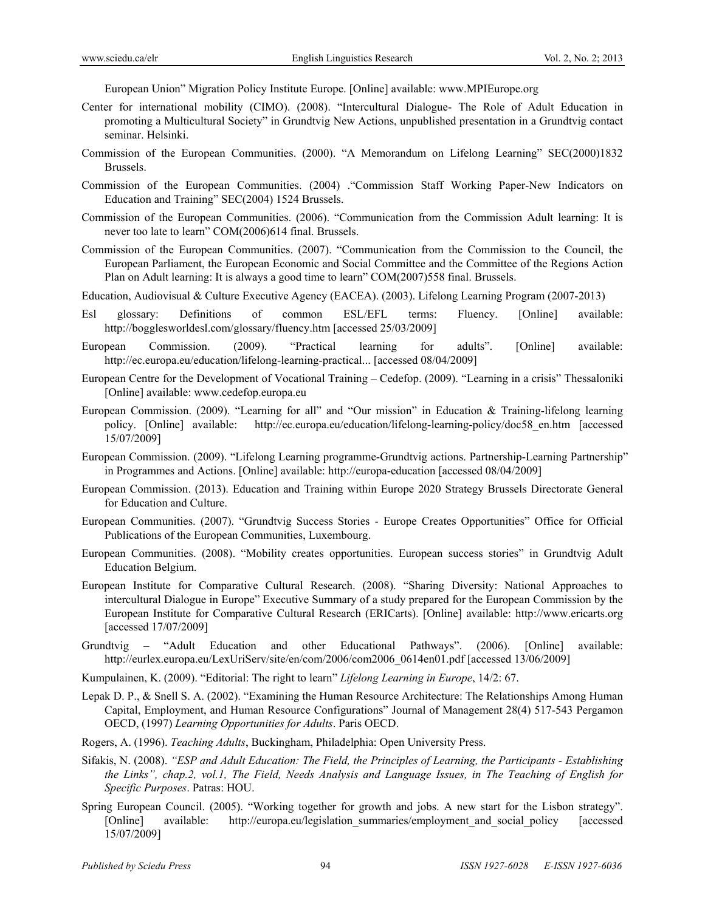European Union" Migration Policy Institute Europe. [Online] available: www.MPIEurope.org

Center for international mobility (CIMO). (2008). "Intercultural Dialogue- The Role of Adult Education in promoting a Multicultural Society" in Grundtvig New Actions, unpublished presentation in a Grundtvig contact seminar. Helsinki.

Commission of the European Communities. (2000). "A Memorandum on Lifelong Learning" SEC(2000)1832 Brussels.

Commission of the European Communities. (2004) ."Commission Staff Working Paper-New Indicators on Education and Training" SEC(2004) 1524 Brussels.

Commission of the European Communities. (2006). "Communication from the Commission Adult learning: It is never too late to learn" COM(2006)614 final. Brussels.

Commission of the European Communities. (2007). "Communication from the Commission to the Council, the European Parliament, the European Economic and Social Committee and the Committee of the Regions Action Plan on Adult learning: It is always a good time to learn" COM(2007)558 final. Brussels.

Education, Audiovisual & Culture Executive Agency (EACEA). (2003). Lifelong Learning Program (2007-2013)

Esl glossary: Definitions of common ESL/EFL terms: Fluency. [Online] available: http://bogglesworldesl.com/glossary/fluency.htm [accessed 25/03/2009]

European Commission. (2009). "Practical learning for adults". [Online] available: http://ec.europa.eu/education/lifelong-learning-practical... [accessed 08/04/2009]

European Centre for the Development of Vocational Training – Cedefop. (2009). "Learning in a crisis" Thessaloniki [Online] available: www.cedefop.europa.eu

European Commission. (2009). "Learning for all" and "Our mission" in Education & Training-lifelong learning policy. [Online] available: http://ec.europa.eu/education/lifelong-learning-policy/doc58_en.htm [accessed 15/07/2009]

European Commission. (2009). "Lifelong Learning programme-Grundtvig actions. Partnership-Learning Partnership" in Programmes and Actions. [Online] available: http://europa-education [accessed 08/04/2009]

European Commission. (2013). Education and Training within Europe 2020 Strategy Brussels Directorate General for Education and Culture.

European Communities. (2007). "Grundtvig Success Stories - Europe Creates Opportunities" Office for Official Publications of the European Communities, Luxembourg.

European Communities. (2008). "Mobility creates opportunities. European success stories" in Grundtvig Adult Education Belgium.

European Institute for Comparative Cultural Research. (2008). "Sharing Diversity: National Approaches to intercultural Dialogue in Europe" Executive Summary of a study prepared for the European Commission by the European Institute for Comparative Cultural Research (ERICarts). [Online] available: http://www.ericarts.org [accessed 17/07/2009]

Grundtvig – "Adult Education and other Educational Pathways". (2006). [Online] available: http://eurlex.europa.eu/LexUriServ/site/en/com/2006/com2006_0614en01.pdf [accessed 13/06/2009]

Kumpulainen, K. (2009). "Editorial: The right to learn" *Lifelong Learning in Europe*, 14/2: 67.

Lepak D. P., & Snell S. A. (2002). "Examining the Human Resource Architecture: The Relationships Among Human Capital, Employment, and Human Resource Configurations" Journal of Management 28(4) 517-543 Pergamon OECD, (1997) *Learning Opportunities for Adults*. Paris OECD.

Rogers, A. (1996). *Teaching Adults*, Buckingham, Philadelphia: Open University Press.

Sifakis, N. (2008). *"ESP and Adult Education: The Field, the Principles of Learning, the Participants - Establishing the Links", chap.2, vol.1, The Field, Needs Analysis and Language Issues, in The Teaching of English for Specific Purposes*. Patras: HOU.

Spring European Council. (2005). "Working together for growth and jobs. A new start for the Lisbon strategy". [Online] available: http://europa.eu/legislation_summaries/employment_and_social_policy [accessed 15/07/2009]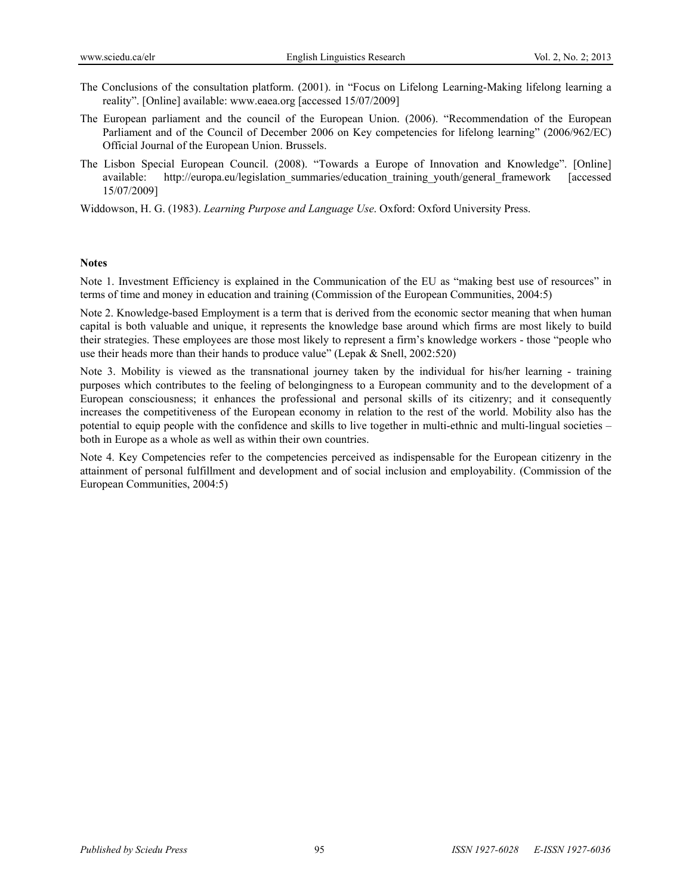The Conclusions of the consultation platform. (2001). in "Focus on Lifelong Learning-Making lifelong learning a reality". [Online] available: www.eaea.org [accessed 15/07/2009]

The European parliament and the council of the European Union. (2006). "Recommendation of the European Parliament and of the Council of December 2006 on Key competencies for lifelong learning" (2006/962/EC) Official Journal of the European Union. Brussels.

The Lisbon Special European Council. (2008). "Towards a Europe of Innovation and Knowledge". [Online] available: http://europa.eu/legislation_summaries/education_training_youth/general_framework [accessed 15/07/2009]

Widdowson, H. G. (1983). *Learning Purpose and Language Use*. Oxford: Oxford University Press.

**Notes**

Note 1. Investment Efficiency is explained in the Communication of the EU as "making best use of resources" in terms of time and money in education and training (Commission of the European Communities, 2004:5)

Note 2. Knowledge-based Employment is a term that is derived from the economic sector meaning that when human capital is both valuable and unique, it represents the knowledge base around which firms are most likely to build their strategies. These employees are those most likely to represent a firm's knowledge workers - those "people who use their heads more than their hands to produce value" (Lepak & Snell, 2002:520)

Note 3. Mobility is viewed as the transnational journey taken by the individual for his/her learning - training purposes which contributes to the feeling of belongingness to a European community and to the development of a European consciousness; it enhances the professional and personal skills of its citizenry; and it consequently increases the competitiveness of the European economy in relation to the rest of the world. Mobility also has the potential to equip people with the confidence and skills to live together in multi-ethnic and multi-lingual societies – both in Europe as a whole as well as within their own countries.

Note 4. Key Competencies refer to the competencies perceived as indispensable for the European citizenry in the attainment of personal fulfillment and development and of social inclusion and employability. (Commission of the European Communities, 2004:5)